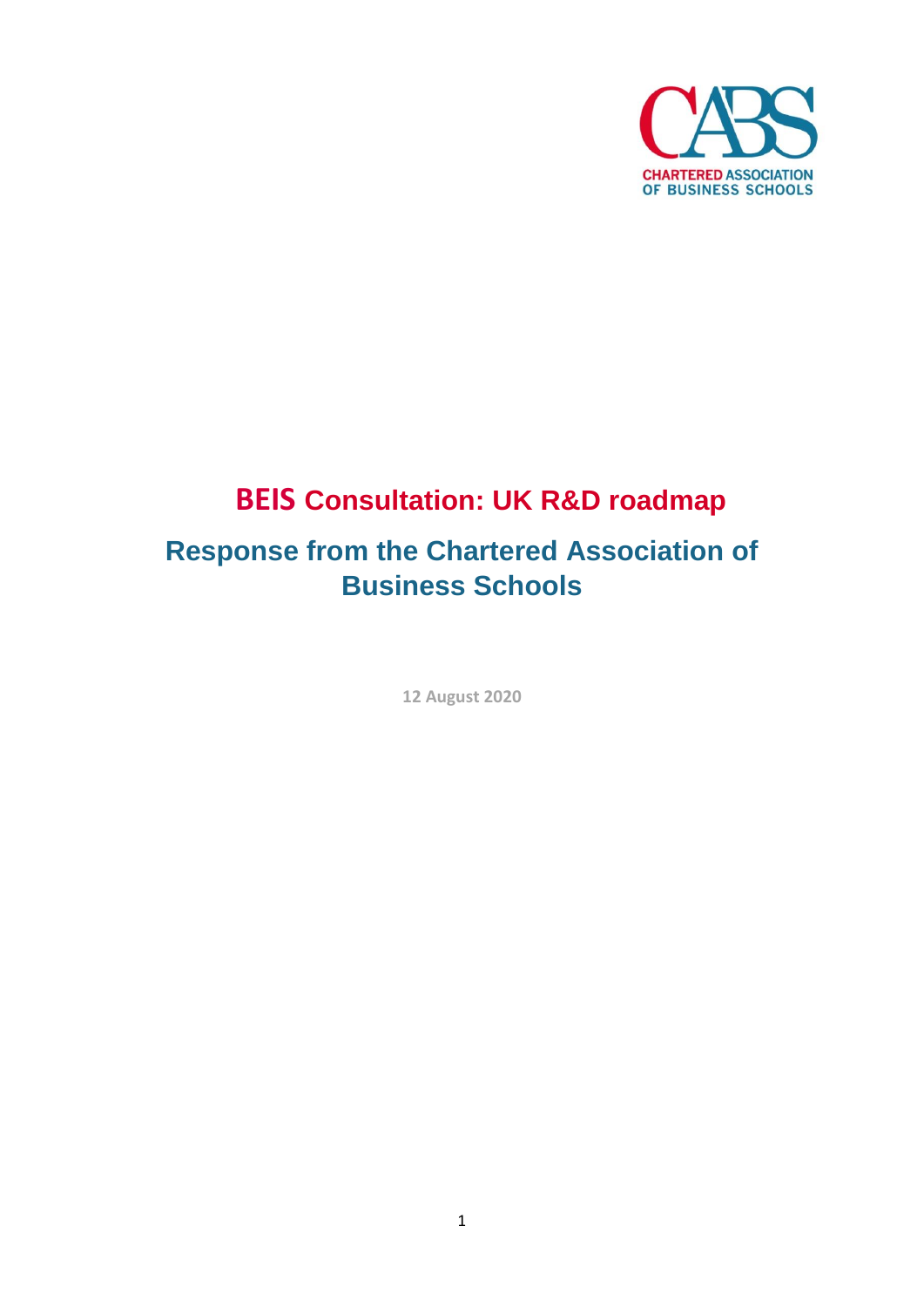# BEIS Consultation: UK R&D roadmap

## Response from the Chartered Association of Business Schools

12 August 2020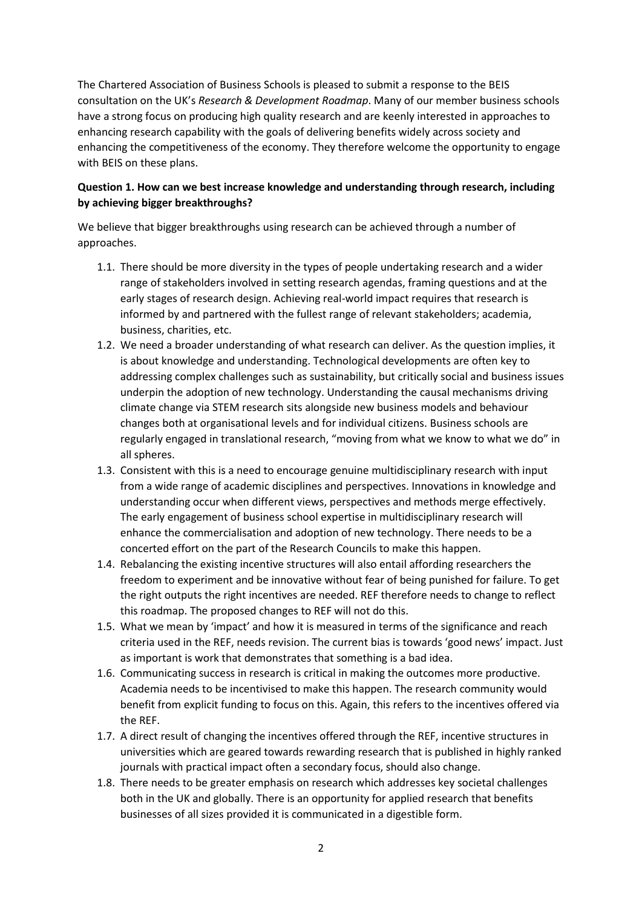The Chartered Association of Business Schools is pleased to submit a response to the BEIS consultation on the UK's *Research & Development Roadmap*. Many of our member business schools have a strong focus on producing high quality research and are keenly interested in approaches to enhancing research capability with the goals of delivering benefits widely across society and enhancing the competitiveness of the economy. They therefore welcome the opportunity to engage with BEIS on these plans.

**Question 1. How can we best increase knowledge and understanding through research, including by achieving bigger breakthroughs?**

We believe that bigger breakthroughs using research can be achieved through a number of approaches.

1.1. There should be more diversity in the types of people undertaking research and a wider range of stakeholders involved in setting research agendas, framing questions and at the early stages of research design. Achieving real-world impact requires that research is informed by and partnered with the fullest range of relevant stakeholders; academia, business, charities, etc.

1.2. We need a broader understanding of what research can deliver. As the question implies, it is about knowledge and understanding. Technological developments are often key to addressing complex challenges such as sustainability, but critically social and business issues underpin the adoption of new technology. Understanding the causal mechanisms driving climate change via STEM research sits alongside new business models and behaviour changes both at organisational levels and for individual citizens. Business schools are regularly engaged in translational research, "moving from what we know to what we do" in all spheres.

1.3. Consistent with this is a need to encourage genuine multidisciplinary research with input from a wide range of academic disciplines and perspectives. Innovations in knowledge and understanding occur when different views, perspectives and methods merge effectively. The early engagement of business school expertise in multidisciplinary research will enhance the commercialisation and adoption of new technology. There needs to be a concerted effort on the part of the Research Councils to make this happen.

1.4. Rebalancing the existing incentive structures will also entail affording researchers the freedom to experiment and be innovative without fear of being punished for failure. To get the right outputs the right incentives are needed. REF therefore needs to change to reflect this roadmap. The proposed changes to REF will not do this.

1.5. What we mean by 'impact' and how it is measured in terms of the significance and reach criteria used in the REF, needs revision. The current bias is towards 'good news' impact. Just as important is work that demonstrates that something is a bad idea.

1.6. Communicating success in research is critical in making the outcomes more productive. Academia needs to be incentivised to make this happen. The research community would benefit from explicit funding to focus on this. Again, this refers to the incentives offered via the REF.

1.7. A direct result of changing the incentives offered through the REF, incentive structures in universities which are geared towards rewarding research that is published in highly ranked journals with practical impact often a secondary focus, should also change.

1.8. There needs to be greater emphasis on research which addresses key societal challenges both in the UK and globally. There is an opportunity for applied research that benefits businesses of all sizes provided it is communicated in a digestible form.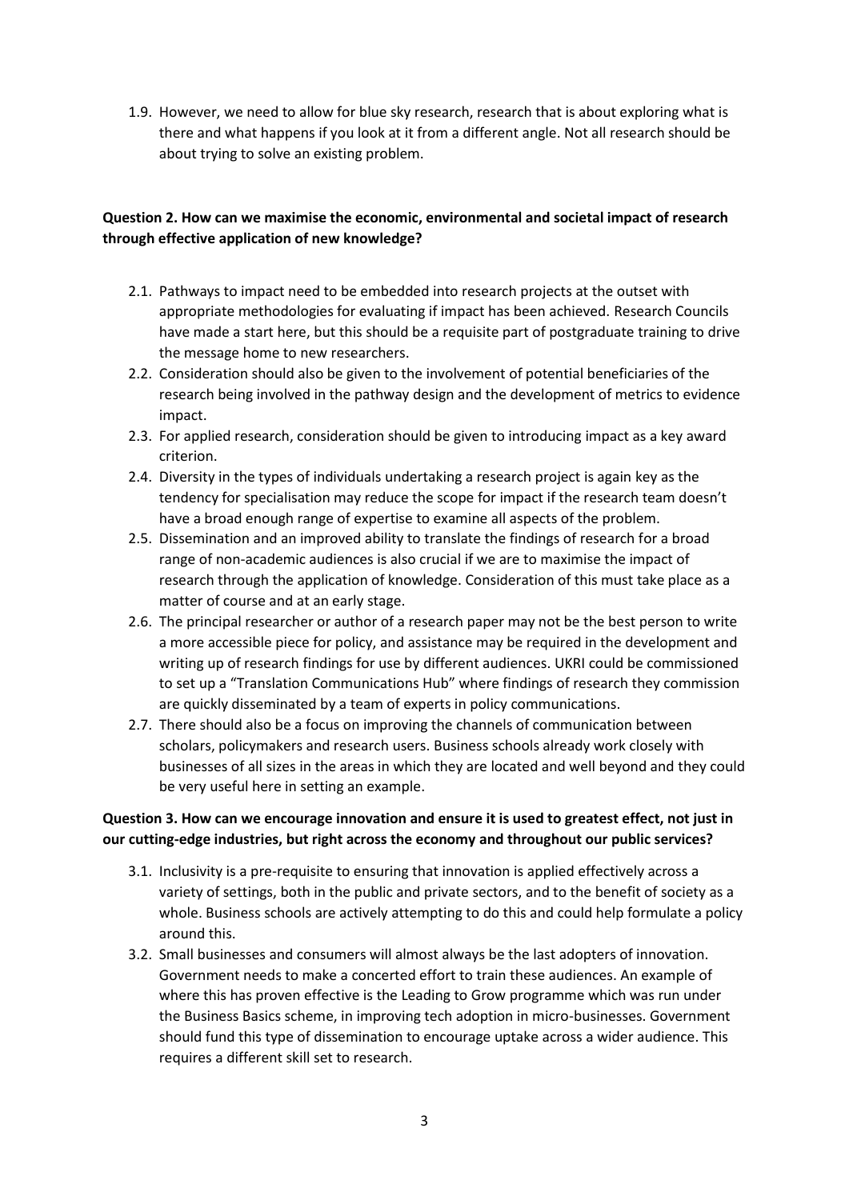1.9. However, we need to allow for blue sky research, research that is about exploring what is there and what happens if you look at it from a different angle. Not all research should be about trying to solve an existing problem.

**Question 2. How can we maximise the economic, environmental and societal impact of research through effective application of new knowledge?**

2.1. Pathways to impact need to be embedded into research projects at the outset with appropriate methodologies for evaluating if impact has been achieved. Research Councils have made a start here, but this should be a requisite part of postgraduate training to drive the message home to new researchers.

2.2. Consideration should also be given to the involvement of potential beneficiaries of the research being involved in the pathway design and the development of metrics to evidence impact.

2.3. For applied research, consideration should be given to introducing impact as a key award criterion.

2.4. Diversity in the types of individuals undertaking a research project is again key as the tendency for specialisation may reduce the scope for impact if the research team doesn't have a broad enough range of expertise to examine all aspects of the problem.

2.5. Dissemination and an improved ability to translate the findings of research for a broad range of non-academic audiences is also crucial if we are to maximise the impact of research through the application of knowledge. Consideration of this must take place as a matter of course and at an early stage.

2.6. The principal researcher or author of a research paper may not be the best person to write a more accessible piece for policy, and assistance may be required in the development and writing up of research findings for use by different audiences. UKRI could be commissioned to set up a "Translation Communications Hub" where findings of research they commission are quickly disseminated by a team of experts in policy communications.

2.7. There should also be a focus on improving the channels of communication between scholars, policymakers and research users. Business schools already work closely with businesses of all sizes in the areas in which they are located and well beyond and they could be very useful here in setting an example.

**Question 3. How can we encourage innovation and ensure it is used to greatest effect, not just in our cutting-edge industries, but right across the economy and throughout our public services?**

3.1. Inclusivity is a pre-requisite to ensuring that innovation is applied effectively across a variety of settings, both in the public and private sectors, and to the benefit of society as a whole. Business schools are actively attempting to do this and could help formulate a policy around this.

3.2. Small businesses and consumers will almost always be the last adopters of innovation. Government needs to make a concerted effort to train these audiences. An example of where this has proven effective is the Leading to Grow programme which was run under the Business Basics scheme, in improving tech adoption in micro-businesses. Government should fund this type of dissemination to encourage uptake across a wider audience. This requires a different skill set to research.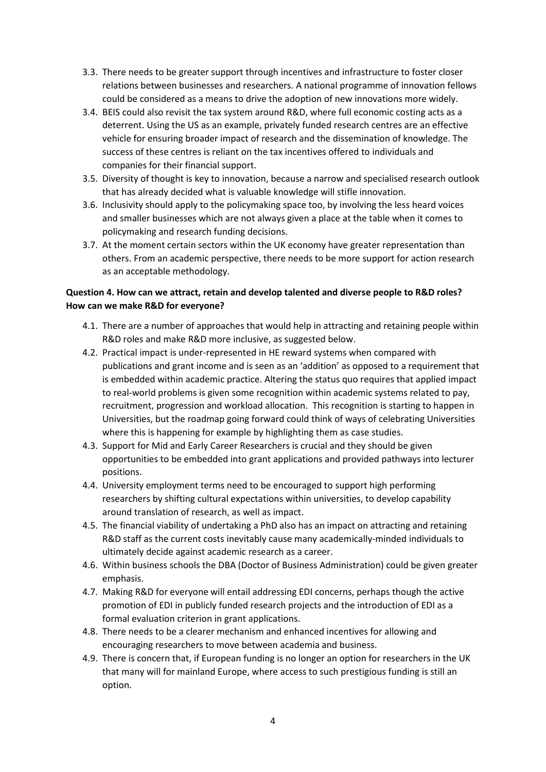3.3. There needs to be greater support through incentives and infrastructure to foster closer relations between businesses and researchers. A national programme of innovation fellows could be considered as a means to drive the adoption of new innovations more widely.

3.4. BEIS could also revisit the tax system around R&D, where full economic costing acts as a deterrent. Using the US as an example, privately funded research centres are an effective vehicle for ensuring broader impact of research and the dissemination of knowledge. The success of these centres is reliant on the tax incentives offered to individuals and companies for their financial support.

3.5. Diversity of thought is key to innovation, because a narrow and specialised research outlook that has already decided what is valuable knowledge will stifle innovation.

3.6. Inclusivity should apply to the policymaking space too, by involving the less heard voices and smaller businesses which are not always given a place at the table when it comes to policymaking and research funding decisions.

3.7. At the moment certain sectors within the UK economy have greater representation than others. From an academic perspective, there needs to be more support for action research as an acceptable methodology.

**Question 4. How can we attract, retain and develop talented and diverse people to R&D roles? How can we make R&D for everyone?**

4.1. There are a number of approaches that would help in attracting and retaining people within R&D roles and make R&D more inclusive, as suggested below.

4.2. Practical impact is under-represented in HE reward systems when compared with publications and grant income and is seen as an 'addition' as opposed to a requirement that is embedded within academic practice. Altering the status quo requires that applied impact to real-world problems is given some recognition within academic systems related to pay, recruitment, progression and workload allocation. This recognition is starting to happen in Universities, but the roadmap going forward could think of ways of celebrating Universities where this is happening for example by highlighting them as case studies.

4.3. Support for Mid and Early Career Researchers is crucial and they should be given opportunities to be embedded into grant applications and provided pathways into lecturer positions.

4.4. University employment terms need to be encouraged to support high performing researchers by shifting cultural expectations within universities, to develop capability around translation of research, as well as impact.

4.5. The financial viability of undertaking a PhD also has an impact on attracting and retaining R&D staff as the current costs inevitably cause many academically-minded individuals to ultimately decide against academic research as a career.

4.6. Within business schools the DBA (Doctor of Business Administration) could be given greater emphasis.

4.7. Making R&D for everyone will entail addressing EDI concerns, perhaps though the active promotion of EDI in publicly funded research projects and the introduction of EDI as a formal evaluation criterion in grant applications.

4.8. There needs to be a clearer mechanism and enhanced incentives for allowing and encouraging researchers to move between academia and business.

4.9. There is concern that, if European funding is no longer an option for researchers in the UK that many will for mainland Europe, where access to such prestigious funding is still an option.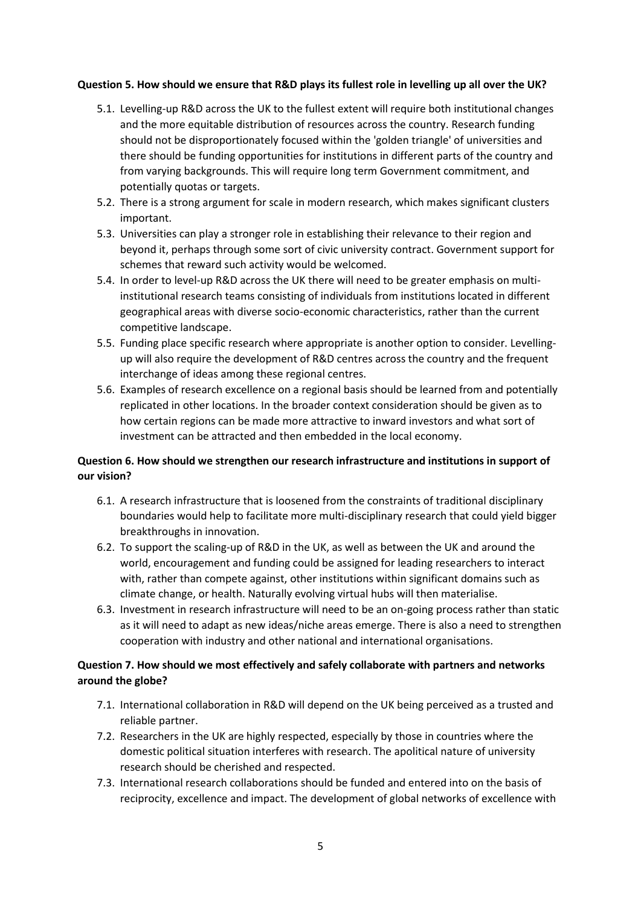**Question 5. How should we ensure that R&D plays its fullest role in levelling up all over the UK?**

5.1. Levelling-up R&D across the UK to the fullest extent will require both institutional changes and the more equitable distribution of resources across the country. Research funding should not be disproportionately focused within the 'golden triangle' of universities and there should be funding opportunities for institutions in different parts of the country and from varying backgrounds. This will require long term Government commitment, and potentially quotas or targets.

5.2. There is a strong argument for scale in modern research, which makes significant clusters important.

5.3. Universities can play a stronger role in establishing their relevance to their region and beyond it, perhaps through some sort of civic university contract. Government support for schemes that reward such activity would be welcomed.

5.4. In order to level-up R&D across the UK there will need to be greater emphasis on multi-institutional research teams consisting of individuals from institutions located in different geographical areas with diverse socio-economic characteristics, rather than the current competitive landscape.

5.5. Funding place specific research where appropriate is another option to consider. Levelling-up will also require the development of R&D centres across the country and the frequent interchange of ideas among these regional centres.

5.6. Examples of research excellence on a regional basis should be learned from and potentially replicated in other locations. In the broader context consideration should be given as to how certain regions can be made more attractive to inward investors and what sort of investment can be attracted and then embedded in the local economy.

**Question 6. How should we strengthen our research infrastructure and institutions in support of our vision?**

6.1. A research infrastructure that is loosened from the constraints of traditional disciplinary boundaries would help to facilitate more multi-disciplinary research that could yield bigger breakthroughs in innovation.

6.2. To support the scaling-up of R&D in the UK, as well as between the UK and around the world, encouragement and funding could be assigned for leading researchers to interact with, rather than compete against, other institutions within significant domains such as climate change, or health. Naturally evolving virtual hubs will then materialise.

6.3. Investment in research infrastructure will need to be an on-going process rather than static as it will need to adapt as new ideas/niche areas emerge. There is also a need to strengthen cooperation with industry and other national and international organisations.

**Question 7. How should we most effectively and safely collaborate with partners and networks around the globe?**

7.1. International collaboration in R&D will depend on the UK being perceived as a trusted and reliable partner.

7.2. Researchers in the UK are highly respected, especially by those in countries where the domestic political situation interferes with research. The apolitical nature of university research should be cherished and respected.

7.3. International research collaborations should be funded and entered into on the basis of reciprocity, excellence and impact. The development of global networks of excellence with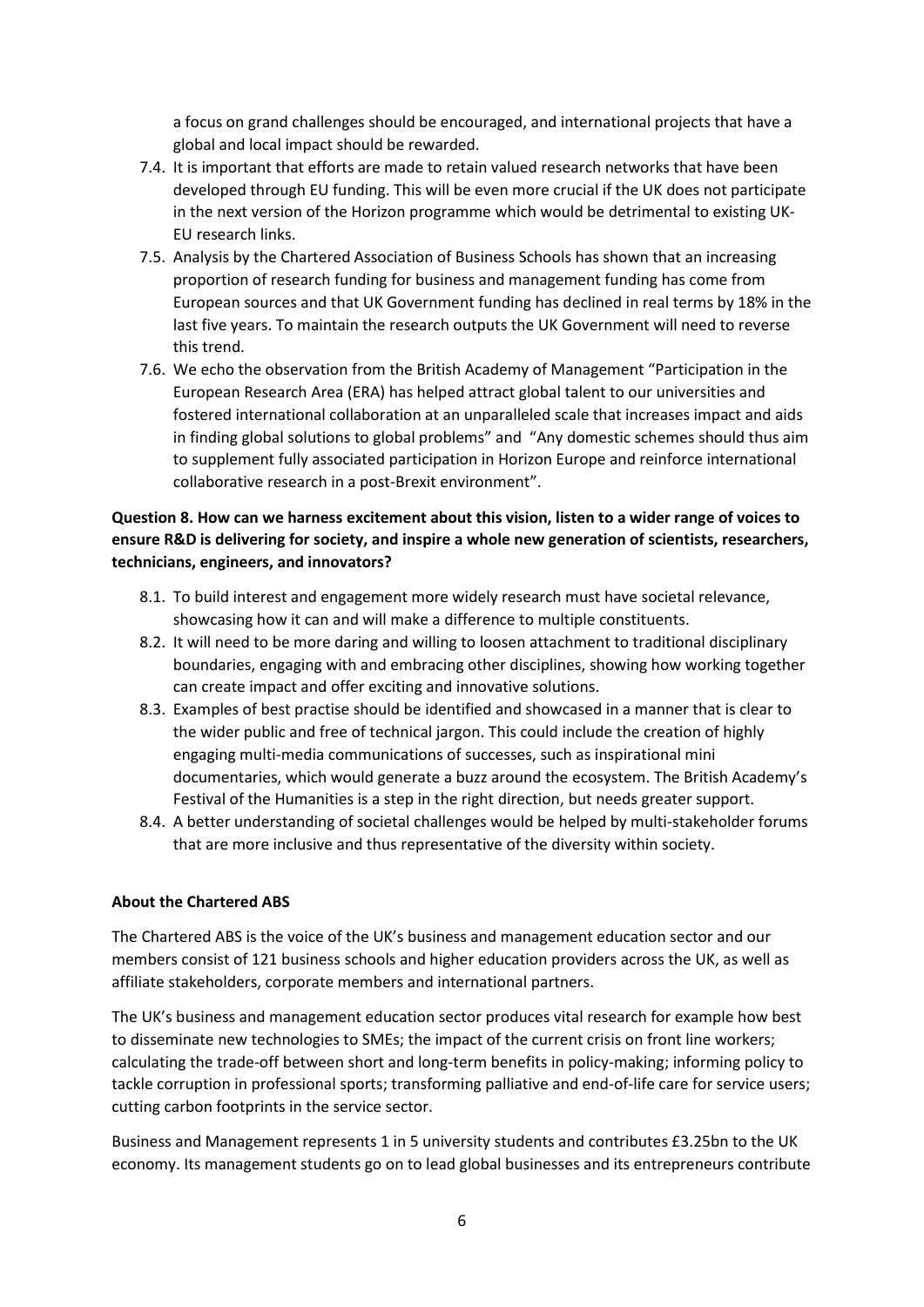a focus on grand challenges should be encouraged, and international projects that have a global and local impact should be rewarded.

7.4. It is important that efforts are made to retain valued research networks that have been developed through EU funding. This will be even more crucial if the UK does not participate in the next version of the Horizon programme which would be detrimental to existing UK-EU research links.

7.5. Analysis by the Chartered Association of Business Schools has shown that an increasing proportion of research funding for business and management funding has come from European sources and that UK Government funding has declined in real terms by 18% in the last five years. To maintain the research outputs the UK Government will need to reverse this trend.

7.6. We echo the observation from the British Academy of Management "Participation in the European Research Area (ERA) has helped attract global talent to our universities and fostered international collaboration at an unparalleled scale that increases impact and aids in finding global solutions to global problems" and "Any domestic schemes should thus aim to supplement fully associated participation in Horizon Europe and reinforce international collaborative research in a post-Brexit environment".

**Question 8. How can we harness excitement about this vision, listen to a wider range of voices to ensure R&D is delivering for society, and inspire a whole new generation of scientists, researchers, technicians, engineers, and innovators?**

8.1. To build interest and engagement more widely research must have societal relevance, showcasing how it can and will make a difference to multiple constituents.

8.2. It will need to be more daring and willing to loosen attachment to traditional disciplinary boundaries, engaging with and embracing other disciplines, showing how working together can create impact and offer exciting and innovative solutions.

8.3. Examples of best practise should be identified and showcased in a manner that is clear to the wider public and free of technical jargon. This could include the creation of highly engaging multi-media communications of successes, such as inspirational mini documentaries, which would generate a buzz around the ecosystem. The British Academy's Festival of the Humanities is a step in the right direction, but needs greater support.

8.4. A better understanding of societal challenges would be helped by multi-stakeholder forums that are more inclusive and thus representative of the diversity within society.

**About the Chartered ABS**

The Chartered ABS is the voice of the UK's business and management education sector and our members consist of 121 business schools and higher education providers across the UK, as well as affiliate stakeholders, corporate members and international partners.

The UK's business and management education sector produces vital research for example how best to disseminate new technologies to SMEs; the impact of the current crisis on front line workers; calculating the trade-off between short and long-term benefits in policy-making; informing policy to tackle corruption in professional sports; transforming palliative and end-of-life care for service users; cutting carbon footprints in the service sector.

Business and Management represents 1 in 5 university students and contributes £3.25bn to the UK economy. Its management students go on to lead global businesses and its entrepreneurs contribute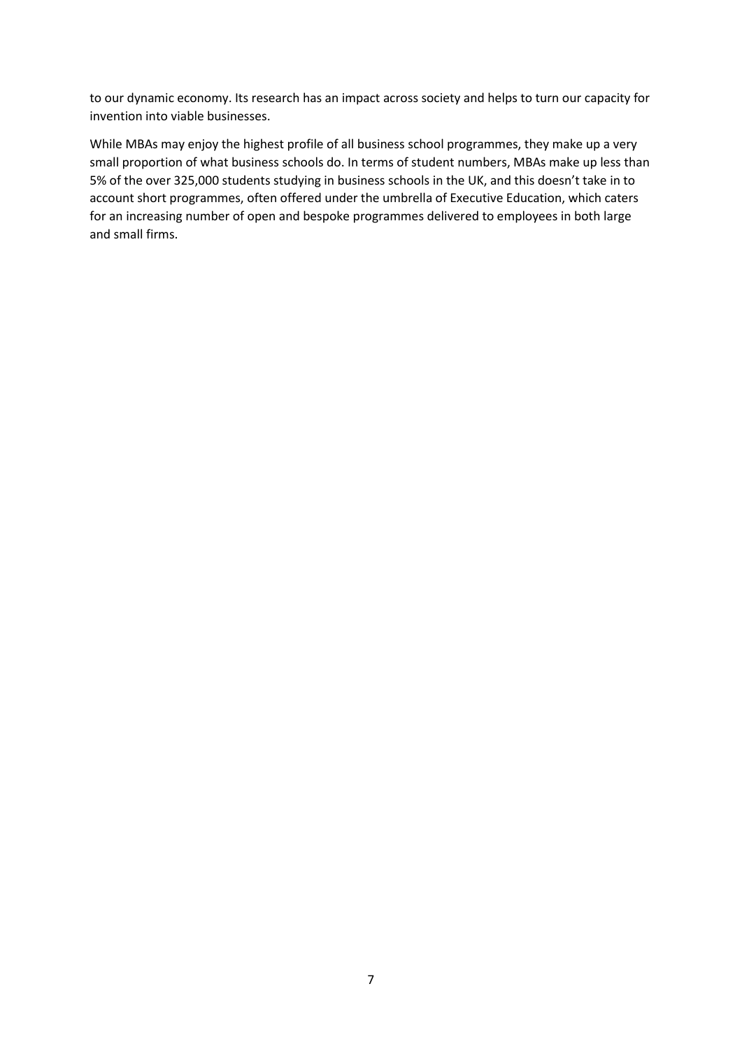to our dynamic economy. Its research has an impact across society and helps to turn our capacity for invention into viable businesses.

While MBAs may enjoy the highest profile of all business school programmes, they make up a very small proportion of what business schools do. In terms of student numbers, MBAs make up less than 5% of the over 325,000 students studying in business schools in the UK, and this doesn't take in to account short programmes, often offered under the umbrella of Executive Education, which caters for an increasing number of open and bespoke programmes delivered to employees in both large and small firms.